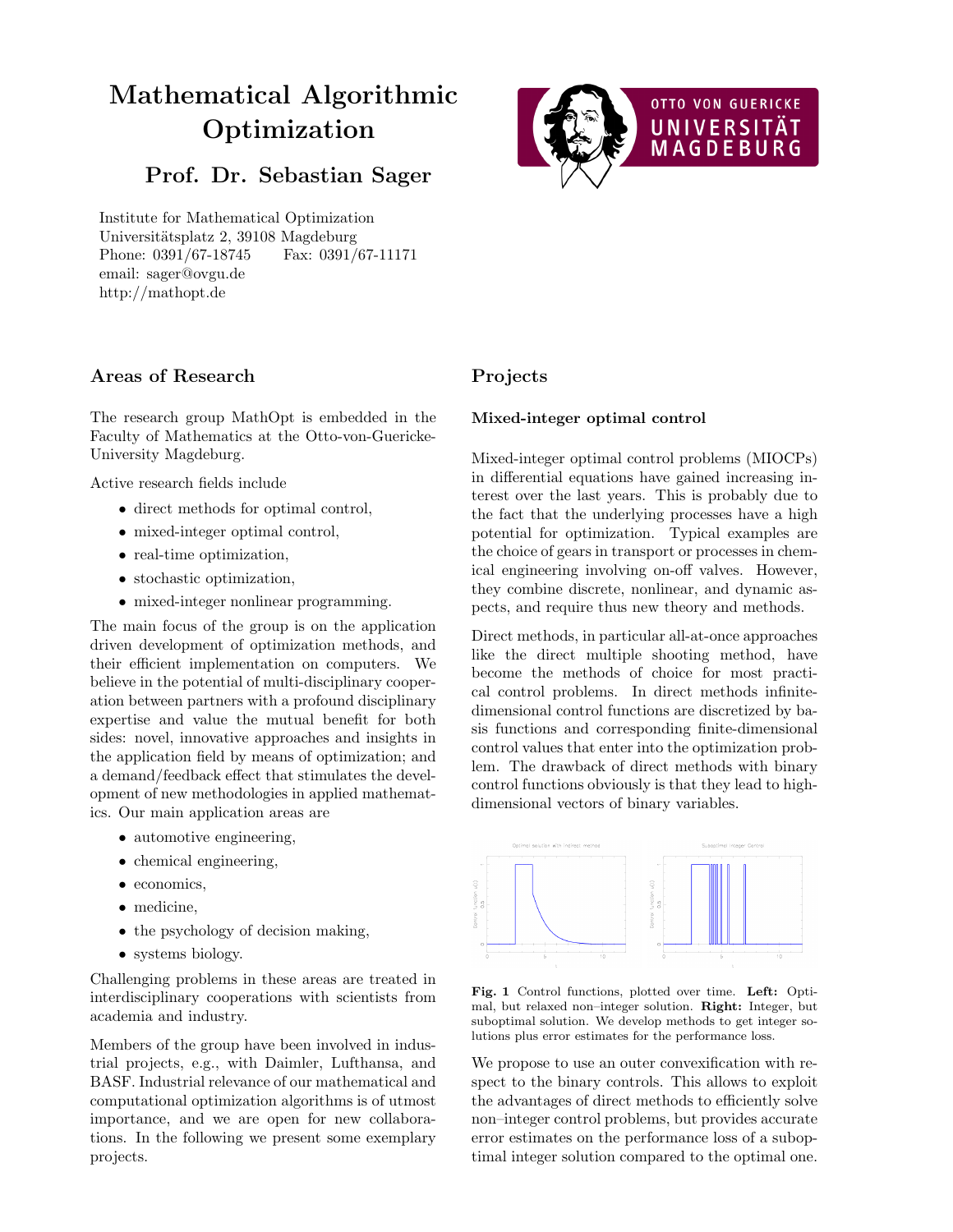# Mathematical Algorithmic Optimization

## Prof. Dr. Sebastian Sager

Institute for Mathematical Optimization
Universitätsplatz 2, 39108 Magdeburg
Phone: 0391/67-18745 Fax: 0391/67-11171
email: sager@ovgu.de
http://mathopt.de

## Areas of Research

The research group MathOpt is embedded in the Faculty of Mathematics at the Otto-von-Guericke-University Magdeburg.

Active research fields include

- direct methods for optimal control,
- mixed-integer optimal control,
- real-time optimization,
- stochastic optimization,
- mixed-integer nonlinear programming.

The main focus of the group is on the application driven development of optimization methods, and their efficient implementation on computers. We believe in the potential of multi-disciplinary cooperation between partners with a profound disciplinary expertise and value the mutual benefit for both sides: novel, innovative approaches and insights in the application field by means of optimization; and a demand/feedback effect that stimulates the development of new methodologies in applied mathematics. Our main application areas are

- automotive engineering,
- chemical engineering,
- economics,
- medicine,
- the psychology of decision making,
- systems biology.

Challenging problems in these areas are treated in interdisciplinary cooperations with scientists from academia and industry.

Members of the group have been involved in industrial projects, e.g., with Daimler, Lufthansa, and BASF. Industrial relevance of our mathematical and computational optimization algorithms is of utmost importance, and we are open for new collaborations. In the following we present some exemplary projects.

## Projects

### Mixed-integer optimal control

Mixed-integer optimal control problems (MIOCPs) in differential equations have gained increasing interest over the last years. This is probably due to the fact that the underlying processes have a high potential for optimization. Typical examples are the choice of gears in transport or processes in chemical engineering involving on-off valves. However, they combine discrete, nonlinear, and dynamic aspects, and require thus new theory and methods.

Direct methods, in particular all-at-once approaches like the direct multiple shooting method, have become the methods of choice for most practical control problems. In direct methods infinite-dimensional control functions are discretized by basis functions and corresponding finite-dimensional control values that enter into the optimization problem. The drawback of direct methods with binary control functions obviously is that they lead to high-dimensional vectors of binary variables.

**Fig. 1** Control functions, plotted over time. **Left:** Optimal, but relaxed non–integer solution. **Right:** Integer, but suboptimal solution. We develop methods to get integer solutions plus error estimates for the performance loss.

We propose to use an outer convexification with respect to the binary controls. This allows to exploit the advantages of direct methods to efficiently solve non–integer control problems, but provides accurate error estimates on the performance loss of a suboptimal integer solution compared to the optimal one.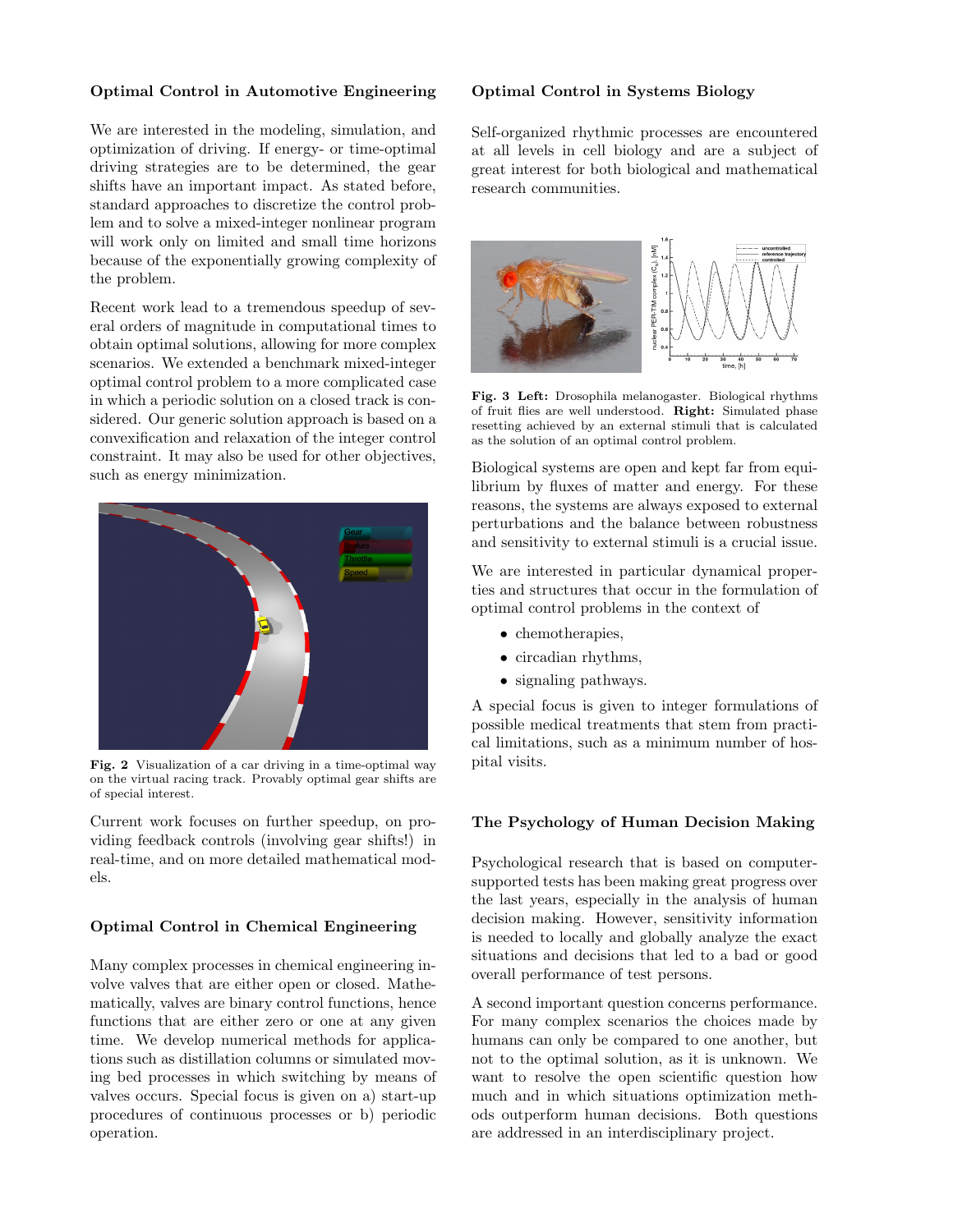## Optimal Control in Automotive Engineering

We are interested in the modeling, simulation, and optimization of driving. If energy- or time-optimal driving strategies are to be determined, the gear shifts have an important impact. As stated before, standard approaches to discretize the control problem and to solve a mixed-integer nonlinear program will work only on limited and small time horizons because of the exponentially growing complexity of the problem.

Recent work lead to a tremendous speedup of several orders of magnitude in computational times to obtain optimal solutions, allowing for more complex scenarios. We extended a benchmark mixed-integer optimal control problem to a more complicated case in which a periodic solution on a closed track is considered. Our generic solution approach is based on a convexification and relaxation of the integer control constraint. It may also be used for other objectives, such as energy minimization.

Gear
Brakes
Throttle
Speed

**Fig. 2** Visualization of a car driving in a time-optimal way on the virtual racing track. Provably optimal gear shifts are of special interest.

Current work focuses on further speedup, on providing feedback controls (involving gear shifts!) in real-time, and on more detailed mathematical models.

## Optimal Control in Chemical Engineering

Many complex processes in chemical engineering involve valves that are either open or closed. Mathematically, valves are binary control functions, hence functions that are either zero or one at any given time. We develop numerical methods for applications such as distillation columns or simulated moving bed processes in which switching by means of valves occurs. Special focus is given on a) start-up procedures of continuous processes or b) periodic operation.

## Optimal Control in Systems Biology

Self-organized rhythmic processes are encountered at all levels in cell biology and are a subject of great interest for both biological and mathematical research communities.

nuclear PER-TIM complex ($C_N$), [nM]
1.6
1.4
1.2
1
0.8
0.6
0.4
0 10 20 30 40 50 60 70
time, [h]
uncontrolled
reference trajectory
controlled

**Fig. 3 Left:** Drosophila melanogaster. Biological rhythms of fruit flies are well understood. **Right:** Simulated phase resetting achieved by an external stimuli that is calculated as the solution of an optimal control problem.

Biological systems are open and kept far from equilibrium by fluxes of matter and energy. For these reasons, the systems are always exposed to external perturbations and the balance between robustness and sensitivity to external stimuli is a crucial issue.

We are interested in particular dynamical properties and structures that occur in the formulation of optimal control problems in the context of

- chemotherapies,
- circadian rhythms,
- signaling pathways.

A special focus is given to integer formulations of possible medical treatments that stem from practical limitations, such as a minimum number of hospital visits.

## The Psychology of Human Decision Making

Psychological research that is based on computer-supported tests has been making great progress over the last years, especially in the analysis of human decision making. However, sensitivity information is needed to locally and globally analyze the exact situations and decisions that led to a bad or good overall performance of test persons.

A second important question concerns performance. For many complex scenarios the choices made by humans can only be compared to one another, but not to the optimal solution, as it is unknown. We want to resolve the open scientific question how much and in which situations optimization methods outperform human decisions. Both questions are addressed in an interdisciplinary project.